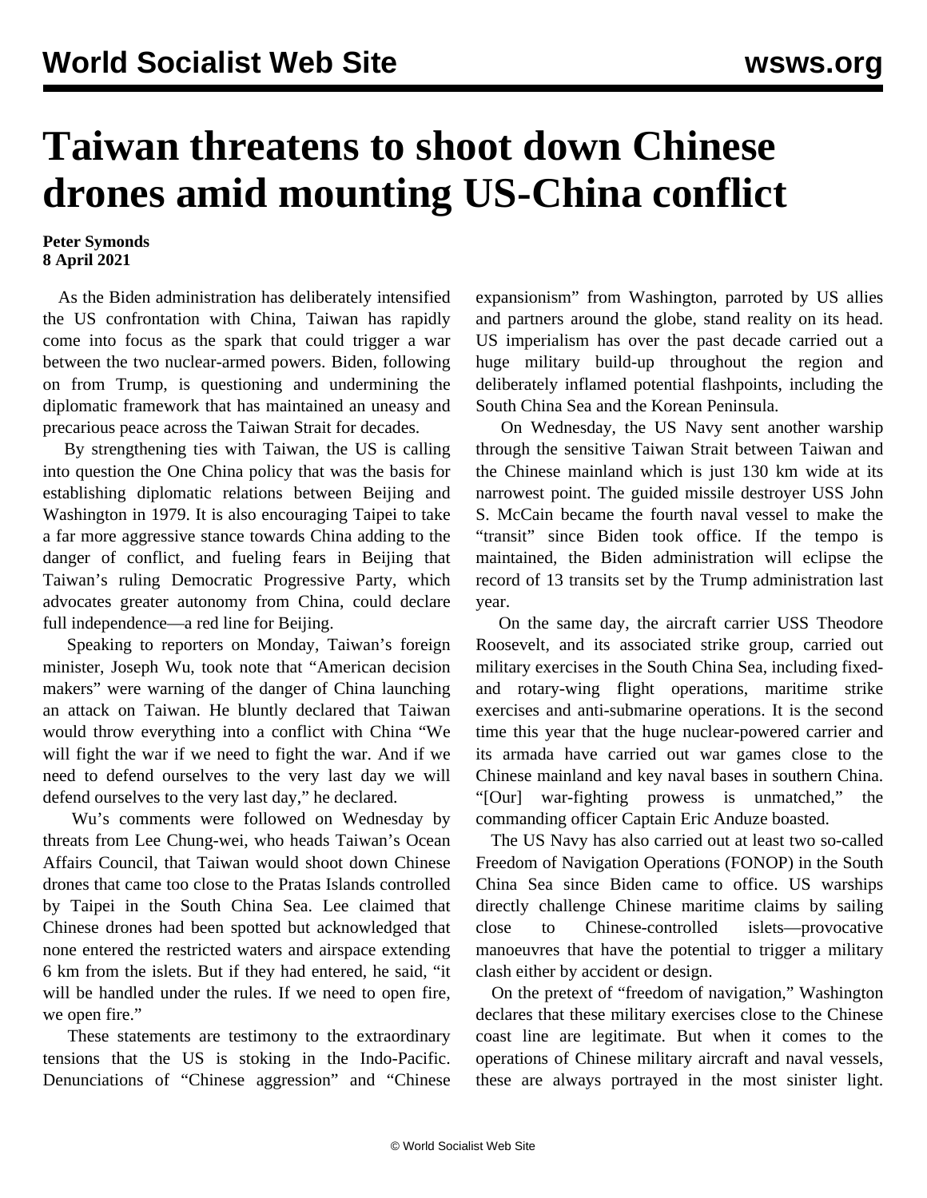# Taiwan threatens to shoot down Chinese drones amid mounting US-China conflict

**Peter Symonds**
**8 April 2021**

As the Biden administration has deliberately intensified the US confrontation with China, Taiwan has rapidly come into focus as the spark that could trigger a war between the two nuclear-armed powers. Biden, following on from Trump, is questioning and undermining the diplomatic framework that has maintained an uneasy and precarious peace across the Taiwan Strait for decades.

By strengthening ties with Taiwan, the US is calling into question the One China policy that was the basis for establishing diplomatic relations between Beijing and Washington in 1979. It is also encouraging Taipei to take a far more aggressive stance towards China adding to the danger of conflict, and fueling fears in Beijing that Taiwan's ruling Democratic Progressive Party, which advocates greater autonomy from China, could declare full independence—a red line for Beijing.

Speaking to reporters on Monday, Taiwan's foreign minister, Joseph Wu, took note that "American decision makers" were warning of the danger of China launching an attack on Taiwan. He bluntly declared that Taiwan would throw everything into a conflict with China "We will fight the war if we need to fight the war. And if we need to defend ourselves to the very last day we will defend ourselves to the very last day," he declared.

Wu's comments were followed on Wednesday by threats from Lee Chung-wei, who heads Taiwan's Ocean Affairs Council, that Taiwan would shoot down Chinese drones that came too close to the Pratas Islands controlled by Taipei in the South China Sea. Lee claimed that Chinese drones had been spotted but acknowledged that none entered the restricted waters and airspace extending 6 km from the islets. But if they had entered, he said, "it will be handled under the rules. If we need to open fire, we open fire."

These statements are testimony to the extraordinary tensions that the US is stoking in the Indo-Pacific. Denunciations of "Chinese aggression" and "Chinese expansionism" from Washington, parroted by US allies and partners around the globe, stand reality on its head. US imperialism has over the past decade carried out a huge military build-up throughout the region and deliberately inflamed potential flashpoints, including the South China Sea and the Korean Peninsula.

On Wednesday, the US Navy sent another warship through the sensitive Taiwan Strait between Taiwan and the Chinese mainland which is just 130 km wide at its narrowest point. The guided missile destroyer USS John S. McCain became the fourth naval vessel to make the "transit" since Biden took office. If the tempo is maintained, the Biden administration will eclipse the record of 13 transits set by the Trump administration last year.

On the same day, the aircraft carrier USS Theodore Roosevelt, and its associated strike group, carried out military exercises in the South China Sea, including fixed- and rotary-wing flight operations, maritime strike exercises and anti-submarine operations. It is the second time this year that the huge nuclear-powered carrier and its armada have carried out war games close to the Chinese mainland and key naval bases in southern China. "[Our] war-fighting prowess is unmatched," the commanding officer Captain Eric Anduze boasted.

The US Navy has also carried out at least two so-called Freedom of Navigation Operations (FONOP) in the South China Sea since Biden came to office. US warships directly challenge Chinese maritime claims by sailing close to Chinese-controlled islets—provocative manoeuvres that have the potential to trigger a military clash either by accident or design.

On the pretext of "freedom of navigation," Washington declares that these military exercises close to the Chinese coast line are legitimate. But when it comes to the operations of Chinese military aircraft and naval vessels, these are always portrayed in the most sinister light.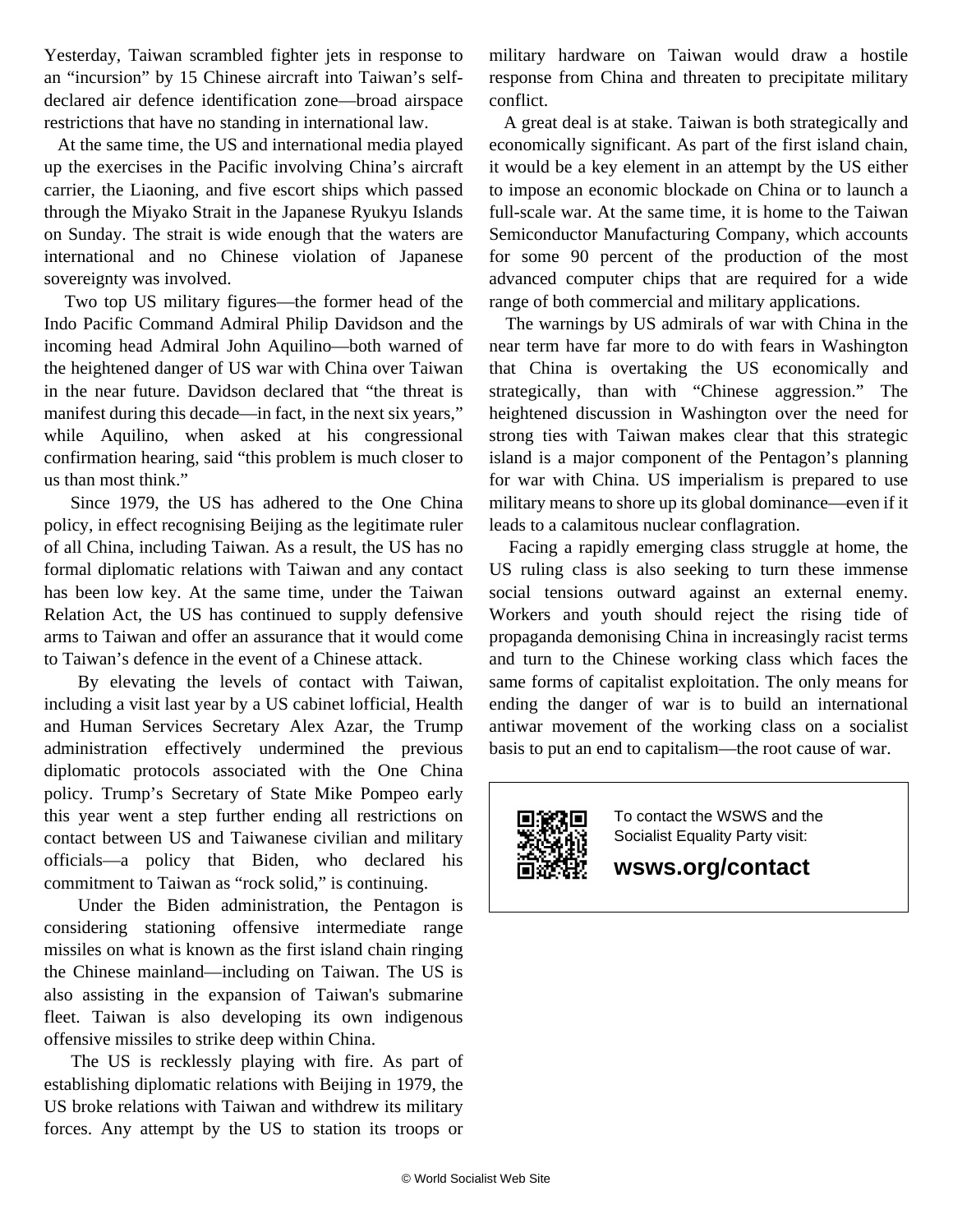Yesterday, Taiwan scrambled fighter jets in response to an "incursion" by 15 Chinese aircraft into Taiwan's self-declared air defence identification zone—broad airspace restrictions that have no standing in international law.

At the same time, the US and international media played up the exercises in the Pacific involving China's aircraft carrier, the Liaoning, and five escort ships which passed through the Miyako Strait in the Japanese Ryukyu Islands on Sunday. The strait is wide enough that the waters are international and no Chinese violation of Japanese sovereignty was involved.

Two top US military figures—the former head of the Indo Pacific Command Admiral Philip Davidson and the incoming head Admiral John Aquilino—both warned of the heightened danger of US war with China over Taiwan in the near future. Davidson declared that "the threat is manifest during this decade—in fact, in the next six years," while Aquilino, when asked at his congressional confirmation hearing, said "this problem is much closer to us than most think."

Since 1979, the US has adhered to the One China policy, in effect recognising Beijing as the legitimate ruler of all China, including Taiwan. As a result, the US has no formal diplomatic relations with Taiwan and any contact has been low key. At the same time, under the Taiwan Relation Act, the US has continued to supply defensive arms to Taiwan and offer an assurance that it would come to Taiwan's defence in the event of a Chinese attack.

By elevating the levels of contact with Taiwan, including a visit last year by a US cabinet lofficial, Health and Human Services Secretary Alex Azar, the Trump administration effectively undermined the previous diplomatic protocols associated with the One China policy. Trump's Secretary of State Mike Pompeo early this year went a step further ending all restrictions on contact between US and Taiwanese civilian and military officials—a policy that Biden, who declared his commitment to Taiwan as "rock solid," is continuing.

Under the Biden administration, the Pentagon is considering stationing offensive intermediate range missiles on what is known as the first island chain ringing the Chinese mainland—including on Taiwan. The US is also assisting in the expansion of Taiwan's submarine fleet. Taiwan is also developing its own indigenous offensive missiles to strike deep within China.

The US is recklessly playing with fire. As part of establishing diplomatic relations with Beijing in 1979, the US broke relations with Taiwan and withdrew its military forces. Any attempt by the US to station its troops or military hardware on Taiwan would draw a hostile response from China and threaten to precipitate military conflict.

A great deal is at stake. Taiwan is both strategically and economically significant. As part of the first island chain, it would be a key element in an attempt by the US either to impose an economic blockade on China or to launch a full-scale war. At the same time, it is home to the Taiwan Semiconductor Manufacturing Company, which accounts for some 90 percent of the production of the most advanced computer chips that are required for a wide range of both commercial and military applications.

The warnings by US admirals of war with China in the near term have far more to do with fears in Washington that China is overtaking the US economically and strategically, than with "Chinese aggression." The heightened discussion in Washington over the need for strong ties with Taiwan makes clear that this strategic island is a major component of the Pentagon's planning for war with China. US imperialism is prepared to use military means to shore up its global dominance—even if it leads to a calamitous nuclear conflagration.

Facing a rapidly emerging class struggle at home, the US ruling class is also seeking to turn these immense social tensions outward against an external enemy. Workers and youth should reject the rising tide of propaganda demonising China in increasingly racist terms and turn to the Chinese working class which faces the same forms of capitalist exploitation. The only means for ending the danger of war is to build an international antiwar movement of the working class on a socialist basis to put an end to capitalism—the root cause of war.

To contact the WSWS and the Socialist Equality Party visit:

**wsws.org/contact**